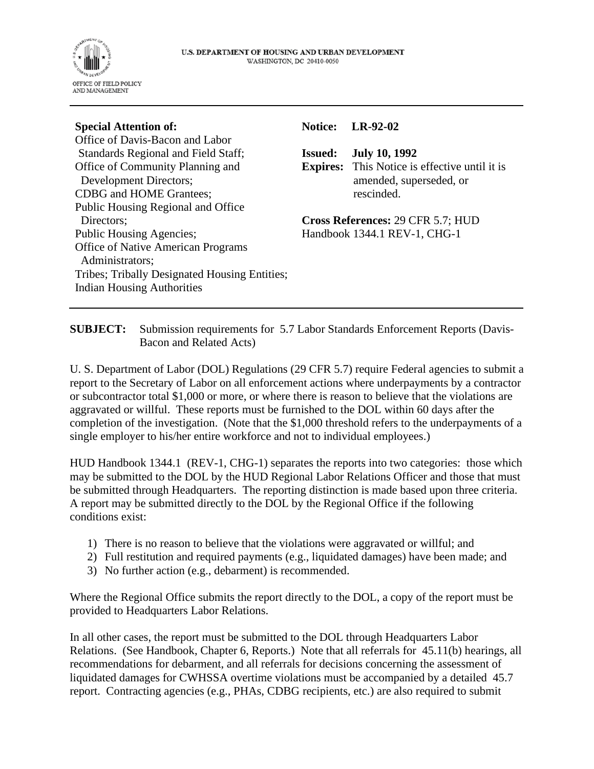U.S. DEPARTMENT OF HOUSING AND URBAN DEVELOPMENT
WASHINGTON, DC 20410-0050

OFFICE OF FIELD POLICY AND MANAGEMENT

---

**Special Attention of:**
Office of Davis-Bacon and Labor Standards Regional and Field Staff;
Office of Community Planning and Development Directors;
CDBG and HOME Grantees;
Public Housing Regional and Office Directors;
Public Housing Agencies;
Office of Native American Programs Administrators;
Tribes; Tribally Designated Housing Entities;
Indian Housing Authorities

**Notice: LR-92-02**

**Issued: July 10, 1992**
**Expires:** This Notice is effective until it is amended, superseded, or rescinded.

**Cross References:** 29 CFR 5.7; HUD Handbook 1344.1 REV-1, CHG-1

---

**SUBJECT:** Submission requirements for 5.7 Labor Standards Enforcement Reports (Davis-Bacon and Related Acts)

U. S. Department of Labor (DOL) Regulations (29 CFR 5.7) require Federal agencies to submit a report to the Secretary of Labor on all enforcement actions where underpayments by a contractor or subcontractor total $1,000 or more, or where there is reason to believe that the violations are aggravated or willful. These reports must be furnished to the DOL within 60 days after the completion of the investigation. (Note that the $1,000 threshold refers to the underpayments of a single employer to his/her entire workforce and not to individual employees.)

HUD Handbook 1344.1 (REV-1, CHG-1) separates the reports into two categories: those which may be submitted to the DOL by the HUD Regional Labor Relations Officer and those that must be submitted through Headquarters. The reporting distinction is made based upon three criteria. A report may be submitted directly to the DOL by the Regional Office if the following conditions exist:

1) There is no reason to believe that the violations were aggravated or willful; and
2) Full restitution and required payments (e.g., liquidated damages) have been made; and
3) No further action (e.g., debarment) is recommended.

Where the Regional Office submits the report directly to the DOL, a copy of the report must be provided to Headquarters Labor Relations.

In all other cases, the report must be submitted to the DOL through Headquarters Labor Relations. (See Handbook, Chapter 6, Reports.) Note that all referrals for 45.11(b) hearings, all recommendations for debarment, and all referrals for decisions concerning the assessment of liquidated damages for CWHSSA overtime violations must be accompanied by a detailed 45.7 report. Contracting agencies (e.g., PHAs, CDBG recipients, etc.) are also required to submit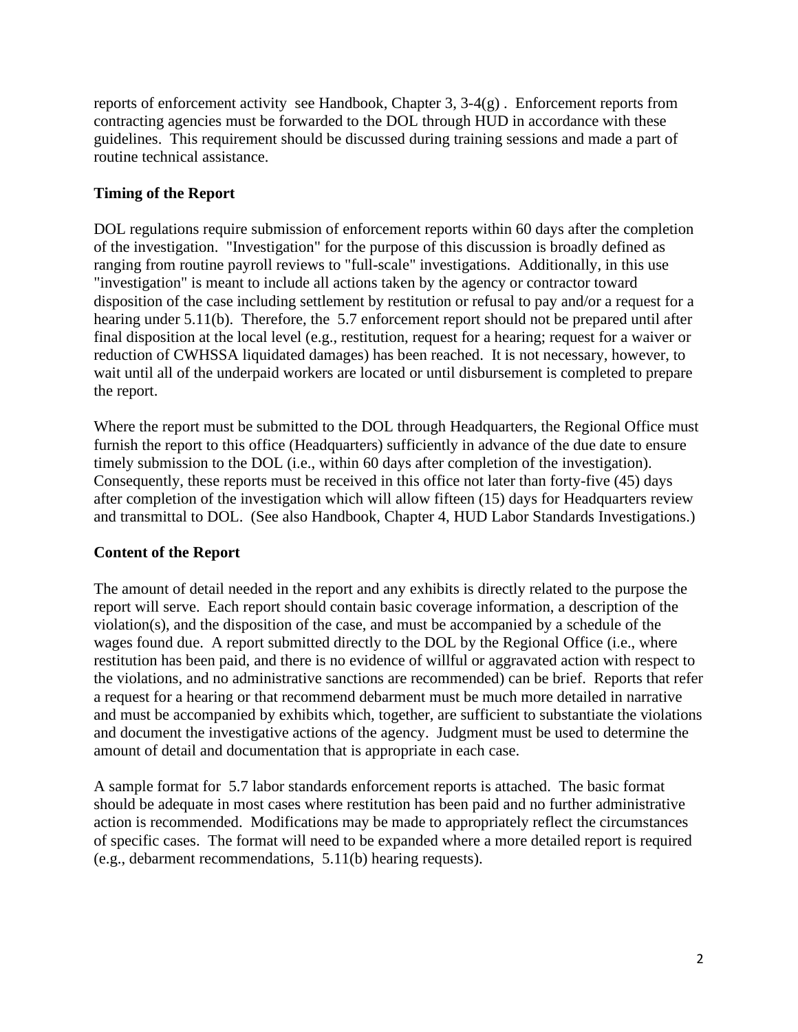reports of enforcement activity see Handbook, Chapter 3, 3-4(g) . Enforcement reports from contracting agencies must be forwarded to the DOL through HUD in accordance with these guidelines. This requirement should be discussed during training sessions and made a part of routine technical assistance.

**Timing of the Report**

DOL regulations require submission of enforcement reports within 60 days after the completion of the investigation. "Investigation" for the purpose of this discussion is broadly defined as ranging from routine payroll reviews to "full-scale" investigations. Additionally, in this use "investigation" is meant to include all actions taken by the agency or contractor toward disposition of the case including settlement by restitution or refusal to pay and/or a request for a hearing under 5.11(b). Therefore, the 5.7 enforcement report should not be prepared until after final disposition at the local level (e.g., restitution, request for a hearing; request for a waiver or reduction of CWHSSA liquidated damages) has been reached. It is not necessary, however, to wait until all of the underpaid workers are located or until disbursement is completed to prepare the report.

Where the report must be submitted to the DOL through Headquarters, the Regional Office must furnish the report to this office (Headquarters) sufficiently in advance of the due date to ensure timely submission to the DOL (i.e., within 60 days after completion of the investigation). Consequently, these reports must be received in this office not later than forty-five (45) days after completion of the investigation which will allow fifteen (15) days for Headquarters review and transmittal to DOL. (See also Handbook, Chapter 4, HUD Labor Standards Investigations.)

**Content of the Report**

The amount of detail needed in the report and any exhibits is directly related to the purpose the report will serve. Each report should contain basic coverage information, a description of the violation(s), and the disposition of the case, and must be accompanied by a schedule of the wages found due. A report submitted directly to the DOL by the Regional Office (i.e., where restitution has been paid, and there is no evidence of willful or aggravated action with respect to the violations, and no administrative sanctions are recommended) can be brief. Reports that refer a request for a hearing or that recommend debarment must be much more detailed in narrative and must be accompanied by exhibits which, together, are sufficient to substantiate the violations and document the investigative actions of the agency. Judgment must be used to determine the amount of detail and documentation that is appropriate in each case.

A sample format for 5.7 labor standards enforcement reports is attached. The basic format should be adequate in most cases where restitution has been paid and no further administrative action is recommended. Modifications may be made to appropriately reflect the circumstances of specific cases. The format will need to be expanded where a more detailed report is required (e.g., debarment recommendations, 5.11(b) hearing requests).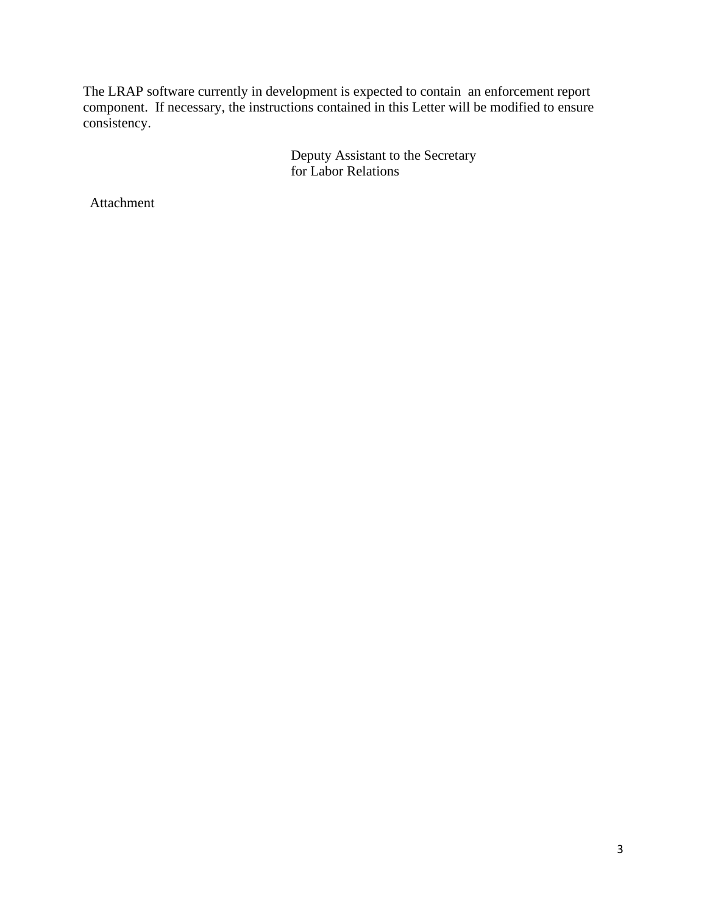The LRAP software currently in development is expected to contain an enforcement report component. If necessary, the instructions contained in this Letter will be modified to ensure consistency.

Deputy Assistant to the Secretary
for Labor Relations

Attachment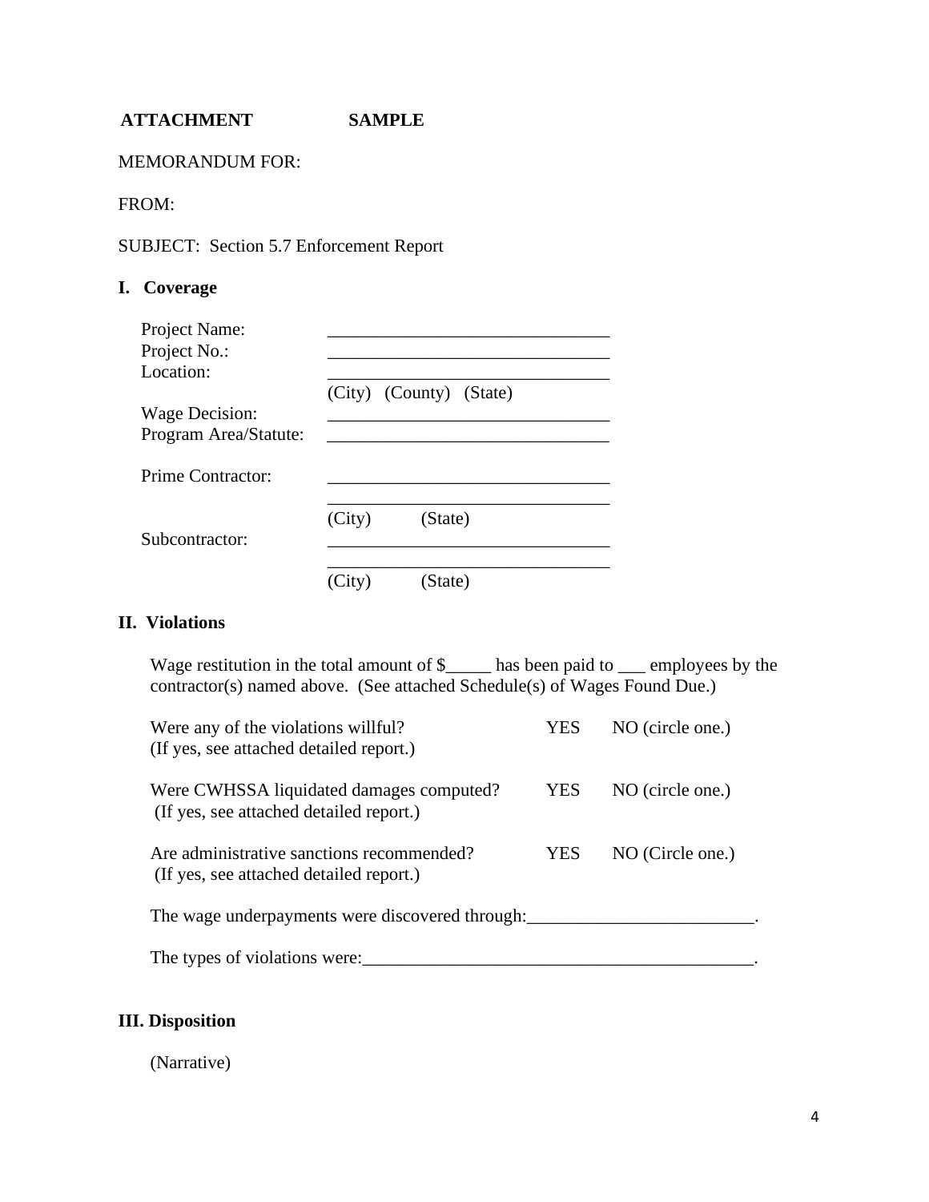**ATTACHMENT SAMPLE**

MEMORANDUM FOR:

FROM:

SUBJECT: Section 5.7 Enforcement Report

## I. Coverage

| | |
|---|---|
| Project Name: | _______________________________ |
| Project No.: | _______________________________ |
| Location: | _______________________________ (City) (County) (State) |
| Wage Decision: | _______________________________ |
| Program Area/Statute: | _______________________________ |
| Prime Contractor: | _______________________________ _______________________________ (City) (State) |
| Subcontractor: | _______________________________ _______________________________ (City) (State) |

## II. Violations

Wage restitution in the total amount of $_____ has been paid to ___ employees by the contractor(s) named above. (See attached Schedule(s) of Wages Found Due.)

| | | |
|---|---|---|
| Were any of the violations willful? (If yes, see attached detailed report.) | YES | NO (circle one.) |
| Were CWHSSA liquidated damages computed? (If yes, see attached detailed report.) | YES | NO (circle one.) |
| Are administrative sanctions recommended? (If yes, see attached detailed report.) | YES | NO (Circle one.) |

The wage underpayments were discovered through:_________________________.

The types of violations were:____________________________________________.

## III. Disposition

(Narrative)